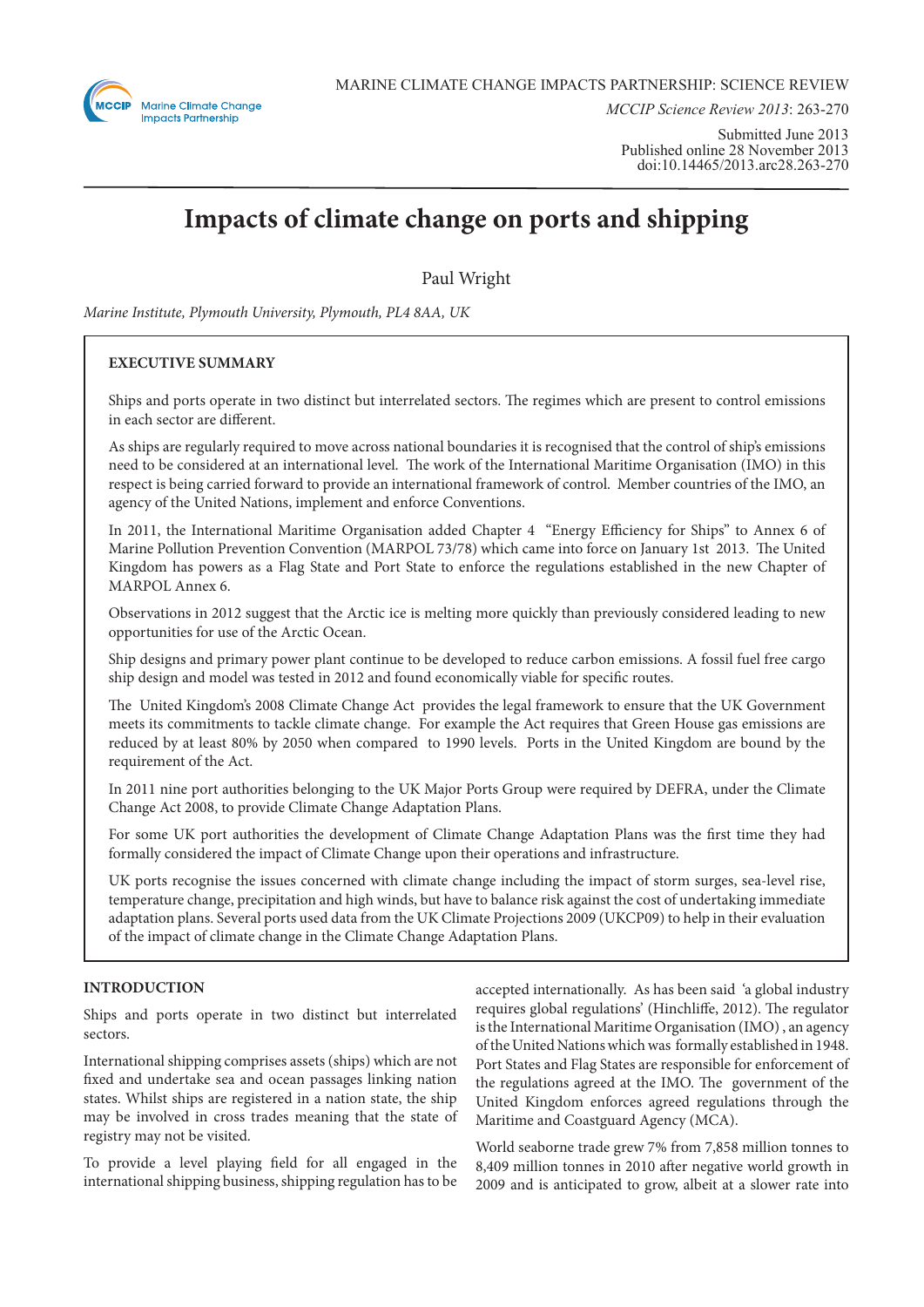MARINE CLIMATE CHANGE IMPACTS PARTNERSHIP: SCIENCE REVIEW

*MCCIP Science Review 2013*: 263-270

Submitted June 2013
Published online 28 November 2013
doi:10.14465/2013.arc28.263-270

# Impacts of climate change on ports and shipping

Paul Wright

*Marine Institute, Plymouth University, Plymouth, PL4 8AA, UK*

## EXECUTIVE SUMMARY

Ships and ports operate in two distinct but interrelated sectors. The regimes which are present to control emissions in each sector are different.

As ships are regularly required to move across national boundaries it is recognised that the control of ship's emissions need to be considered at an international level. The work of the International Maritime Organisation (IMO) in this respect is being carried forward to provide an international framework of control. Member countries of the IMO, an agency of the United Nations, implement and enforce Conventions.

In 2011, the International Maritime Organisation added Chapter 4 "Energy Efficiency for Ships" to Annex 6 of Marine Pollution Prevention Convention (MARPOL 73/78) which came into force on January 1st 2013. The United Kingdom has powers as a Flag State and Port State to enforce the regulations established in the new Chapter of MARPOL Annex 6.

Observations in 2012 suggest that the Arctic ice is melting more quickly than previously considered leading to new opportunities for use of the Arctic Ocean.

Ship designs and primary power plant continue to be developed to reduce carbon emissions. A fossil fuel free cargo ship design and model was tested in 2012 and found economically viable for specific routes.

The United Kingdom's 2008 Climate Change Act provides the legal framework to ensure that the UK Government meets its commitments to tackle climate change. For example the Act requires that Green House gas emissions are reduced by at least 80% by 2050 when compared to 1990 levels. Ports in the United Kingdom are bound by the requirement of the Act.

In 2011 nine port authorities belonging to the UK Major Ports Group were required by DEFRA, under the Climate Change Act 2008, to provide Climate Change Adaptation Plans.

For some UK port authorities the development of Climate Change Adaptation Plans was the first time they had formally considered the impact of Climate Change upon their operations and infrastructure.

UK ports recognise the issues concerned with climate change including the impact of storm surges, sea-level rise, temperature change, precipitation and high winds, but have to balance risk against the cost of undertaking immediate adaptation plans. Several ports used data from the UK Climate Projections 2009 (UKCP09) to help in their evaluation of the impact of climate change in the Climate Change Adaptation Plans.

## INTRODUCTION

Ships and ports operate in two distinct but interrelated sectors.

International shipping comprises assets (ships) which are not fixed and undertake sea and ocean passages linking nation states. Whilst ships are registered in a nation state, the ship may be involved in cross trades meaning that the state of registry may not be visited.

To provide a level playing field for all engaged in the international shipping business, shipping regulation has to be accepted internationally. As has been said 'a global industry requires global regulations' (Hinchliffe, 2012). The regulator is the International Maritime Organisation (IMO), an agency of the United Nations which was formally established in 1948. Port States and Flag States are responsible for enforcement of the regulations agreed at the IMO. The government of the United Kingdom enforces agreed regulations through the Maritime and Coastguard Agency (MCA).

World seaborne trade grew 7% from 7,858 million tonnes to 8,409 million tonnes in 2010 after negative world growth in 2009 and is anticipated to grow, albeit at a slower rate into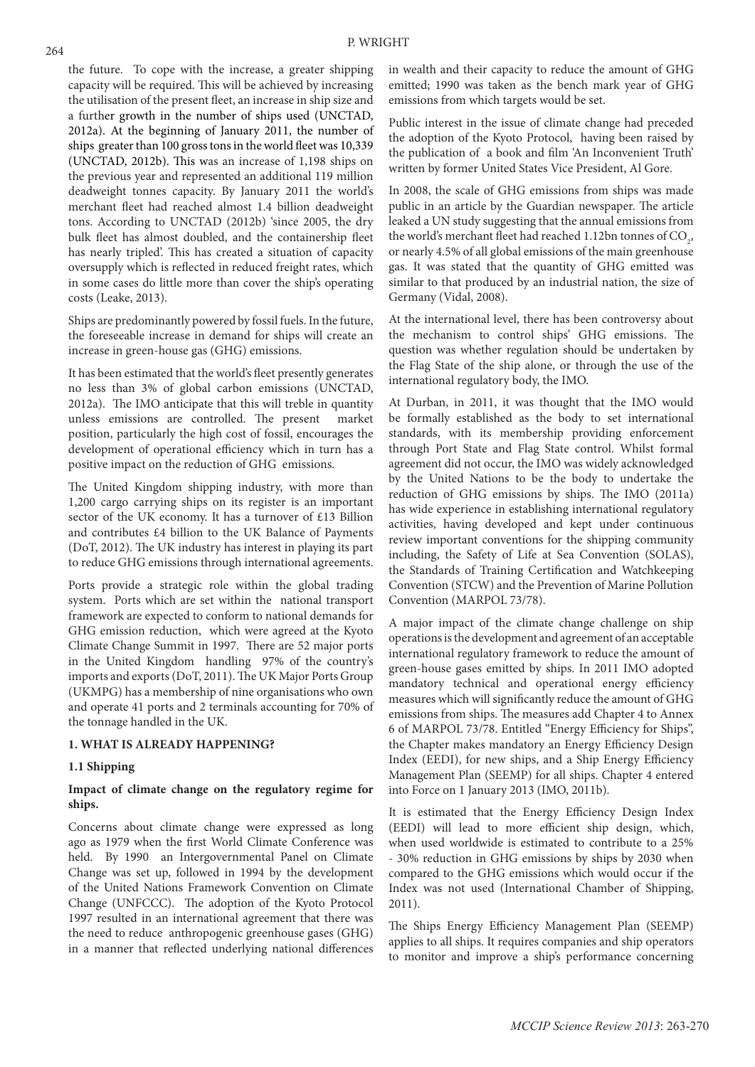the future. To cope with the increase, a greater shipping capacity will be required. This will be achieved by increasing the utilisation of the present fleet, an increase in ship size and a further growth in the number of ships used (UNCTAD, 2012a). At the beginning of January 2011, the number of ships greater than 100 gross tons in the world fleet was 10,339 (UNCTAD, 2012b). This was an increase of 1,198 ships on the previous year and represented an additional 119 million deadweight tonnes capacity. By January 2011 the world's merchant fleet had reached almost 1.4 billion deadweight tons. According to UNCTAD (2012b) 'since 2005, the dry bulk fleet has almost doubled, and the containership fleet has nearly tripled'. This has created a situation of capacity oversupply which is reflected in reduced freight rates, which in some cases do little more than cover the ship's operating costs (Leake, 2013).

Ships are predominantly powered by fossil fuels. In the future, the foreseeable increase in demand for ships will create an increase in green-house gas (GHG) emissions.

It has been estimated that the world's fleet presently generates no less than 3% of global carbon emissions (UNCTAD, 2012a). The IMO anticipate that this will treble in quantity unless emissions are controlled. The present market position, particularly the high cost of fossil, encourages the development of operational efficiency which in turn has a positive impact on the reduction of GHG emissions.

The United Kingdom shipping industry, with more than 1,200 cargo carrying ships on its register is an important sector of the UK economy. It has a turnover of £13 Billion and contributes £4 billion to the UK Balance of Payments (DoT, 2012). The UK industry has interest in playing its part to reduce GHG emissions through international agreements.

Ports provide a strategic role within the global trading system. Ports which are set within the national transport framework are expected to conform to national demands for GHG emission reduction, which were agreed at the Kyoto Climate Change Summit in 1997. There are 52 major ports in the United Kingdom handling 97% of the country's imports and exports (DoT, 2011). The UK Major Ports Group (UKMPG) has a membership of nine organisations who own and operate 41 ports and 2 terminals accounting for 70% of the tonnage handled in the UK.

## 1. WHAT IS ALREADY HAPPENING?

### 1.1 Shipping

**Impact of climate change on the regulatory regime for ships.**

Concerns about climate change were expressed as long ago as 1979 when the first World Climate Conference was held. By 1990 an Intergovernmental Panel on Climate Change was set up, followed in 1994 by the development of the United Nations Framework Convention on Climate Change (UNFCCC). The adoption of the Kyoto Protocol 1997 resulted in an international agreement that there was the need to reduce anthropogenic greenhouse gases (GHG) in a manner that reflected underlying national differences in wealth and their capacity to reduce the amount of GHG emitted; 1990 was taken as the bench mark year of GHG emissions from which targets would be set.

Public interest in the issue of climate change had preceded the adoption of the Kyoto Protocol, having been raised by the publication of a book and film 'An Inconvenient Truth' written by former United States Vice President, Al Gore.

In 2008, the scale of GHG emissions from ships was made public in an article by the Guardian newspaper. The article leaked a UN study suggesting that the annual emissions from the world's merchant fleet had reached 1.12bn tonnes of $CO_2$, or nearly 4.5% of all global emissions of the main greenhouse gas. It was stated that the quantity of GHG emitted was similar to that produced by an industrial nation, the size of Germany (Vidal, 2008).

At the international level, there has been controversy about the mechanism to control ships' GHG emissions. The question was whether regulation should be undertaken by the Flag State of the ship alone, or through the use of the international regulatory body, the IMO.

At Durban, in 2011, it was thought that the IMO would be formally established as the body to set international standards, with its membership providing enforcement through Port State and Flag State control. Whilst formal agreement did not occur, the IMO was widely acknowledged by the United Nations to be the body to undertake the reduction of GHG emissions by ships. The IMO (2011a) has wide experience in establishing international regulatory activities, having developed and kept under continuous review important conventions for the shipping community including, the Safety of Life at Sea Convention (SOLAS), the Standards of Training Certification and Watchkeeping Convention (STCW) and the Prevention of Marine Pollution Convention (MARPOL 73/78).

A major impact of the climate change challenge on ship operations is the development and agreement of an acceptable international regulatory framework to reduce the amount of green-house gases emitted by ships. In 2011 IMO adopted mandatory technical and operational energy efficiency measures which will significantly reduce the amount of GHG emissions from ships. The measures add Chapter 4 to Annex 6 of MARPOL 73/78. Entitled "Energy Efficiency for Ships", the Chapter makes mandatory an Energy Efficiency Design Index (EEDI), for new ships, and a Ship Energy Efficiency Management Plan (SEEMP) for all ships. Chapter 4 entered into Force on 1 January 2013 (IMO, 2011b).

It is estimated that the Energy Efficiency Design Index (EEDI) will lead to more efficient ship design, which, when used worldwide is estimated to contribute to a 25% - 30% reduction in GHG emissions by ships by 2030 when compared to the GHG emissions which would occur if the Index was not used (International Chamber of Shipping, 2011).

The Ships Energy Efficiency Management Plan (SEEMP) applies to all ships. It requires companies and ship operators to monitor and improve a ship's performance concerning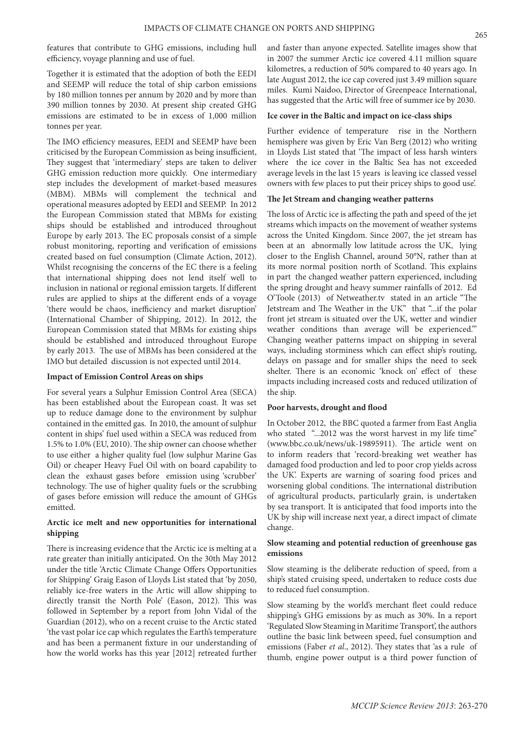features that contribute to GHG emissions, including hull efficiency, voyage planning and use of fuel.

Together it is estimated that the adoption of both the EEDI and SEEMP will reduce the total of ship carbon emissions by 180 million tonnes per annum by 2020 and by more than 390 million tonnes by 2030. At present ship created GHG emissions are estimated to be in excess of 1,000 million tonnes per year.

The IMO efficiency measures, EEDI and SEEMP have been criticised by the European Commission as being insufficient, They suggest that 'intermediary' steps are taken to deliver GHG emission reduction more quickly. One intermediary step includes the development of market-based measures (MBM). MBMs will complement the technical and operational measures adopted by EEDI and SEEMP. In 2012 the European Commission stated that MBMs for existing ships should be established and introduced throughout Europe by early 2013. The EC proposals consist of a simple robust monitoring, reporting and verification of emissions created based on fuel consumption (Climate Action, 2012). Whilst recognising the concerns of the EC there is a feeling that international shipping does not lend itself well to inclusion in national or regional emission targets. If different rules are applied to ships at the different ends of a voyage 'there would be chaos, inefficiency and market disruption' (International Chamber of Shipping, 2012). In 2012, the European Commission stated that MBMs for existing ships should be established and introduced throughout Europe by early 2013. The use of MBMs has been considered at the IMO but detailed discussion is not expected until 2014.

**Impact of Emission Control Areas on ships**

For several years a Sulphur Emission Control Area (SECA) has been established about the European coast. It was set up to reduce damage done to the environment by sulphur contained in the emitted gas. In 2010, the amount of sulphur content in ships' fuel used within a SECA was reduced from 1.5% to 1.0% (EU, 2010). The ship owner can choose whether to use either a higher quality fuel (low sulphur Marine Gas Oil) or cheaper Heavy Fuel Oil with on board capability to clean the exhaust gases before emission using 'scrubber' technology. The use of higher quality fuels or the scrubbing of gases before emission will reduce the amount of GHGs emitted.

**Arctic ice melt and new opportunities for international shipping**

There is increasing evidence that the Arctic ice is melting at a rate greater than initially anticipated. On the 30th May 2012 under the title 'Arctic Climate Change Offers Opportunities for Shipping' Graig Eason of Lloyds List stated that 'by 2050, reliably ice-free waters in the Artic will allow shipping to directly transit the North Pole' (Eason, 2012). This was followed in September by a report from John Vidal of the Guardian (2012), who on a recent cruise to the Arctic stated 'the vast polar ice cap which regulates the Earth's temperature and has been a permanent fixture in our understanding of how the world works has this year [2012] retreated further and faster than anyone expected. Satellite images show that in 2007 the summer Arctic ice covered 4.11 million square kilometres, a reduction of 50% compared to 40 years ago. In late August 2012, the ice cap covered just 3.49 million square miles. Kumi Naidoo, Director of Greenpeace International, has suggested that the Artic will free of summer ice by 2030.

**Ice cover in the Baltic and impact on ice-class ships**

Further evidence of temperature rise in the Northern hemisphere was given by Eric Van Berg (2012) who writing in Lloyds List stated that 'The impact of less harsh winters where the ice cover in the Baltic Sea has not exceeded average levels in the last 15 years is leaving ice classed vessel owners with few places to put their pricey ships to good use'.

**The Jet Stream and changing weather patterns**

The loss of Arctic ice is affecting the path and speed of the jet streams which impacts on the movement of weather systems across the United Kingdom. Since 2007, the jet stream has been at an abnormally low latitude across the UK, lying closer to the English Channel, around 50°N, rather than at its more normal position north of Scotland. This explains in part the changed weather pattern experienced, including the spring drought and heavy summer rainfalls of 2012. Ed O'Toole (2013) of Netweather.tv stated in an article "The Jetstream and The Weather in the UK" that "...if the polar front jet stream is situated over the UK, wetter and windier weather conditions than average will be experienced.'" Changing weather patterns impact on shipping in several ways, including storminess which can effect ship's routing, delays on passage and for smaller ships the need to seek shelter. There is an economic 'knock on' effect of these impacts including increased costs and reduced utilization of the ship.

**Poor harvests, drought and flood**

In October 2012, the BBC quoted a farmer from East Anglia who stated "...2012 was the worst harvest in my life time" (www.bbc.co.uk/news/uk-19895911). The article went on to inform readers that 'record-breaking wet weather has damaged food production and led to poor crop yields across the UK'. Experts are warning of soaring food prices and worsening global conditions. The international distribution of agricultural products, particularly grain, is undertaken by sea transport. It is anticipated that food imports into the UK by ship will increase next year, a direct impact of climate change.

**Slow steaming and potential reduction of greenhouse gas emissions**

Slow steaming is the deliberate reduction of speed, from a ship's stated cruising speed, undertaken to reduce costs due to reduced fuel consumption.

Slow steaming by the world's merchant fleet could reduce shipping's GHG emissions by as much as 30%. In a report 'Regulated Slow Steaming in Maritime Transport', the authors outline the basic link between speed, fuel consumption and emissions (Faber *et al*., 2012). They states that 'as a rule of thumb, engine power output is a third power function of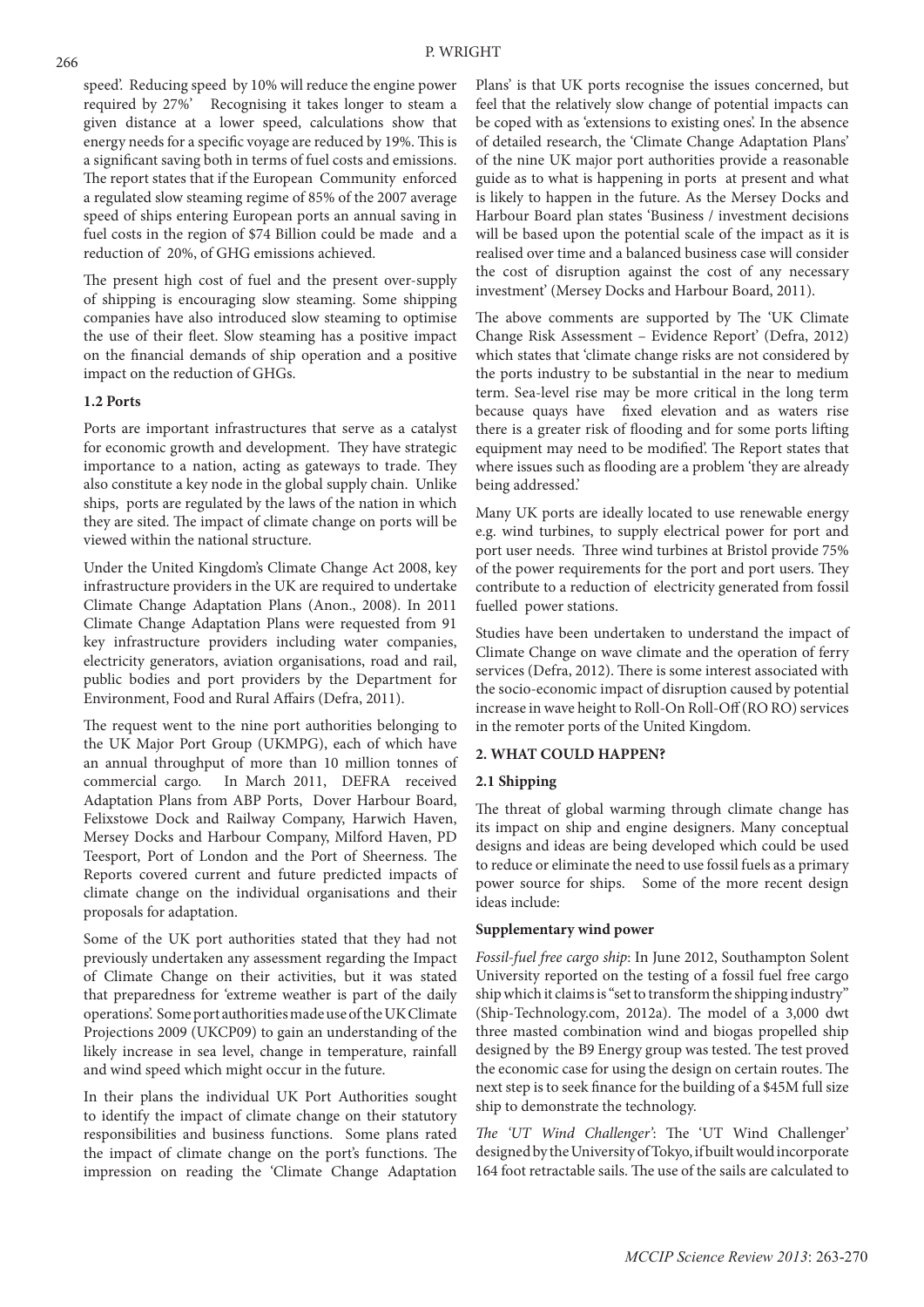speed'. Reducing speed by 10% will reduce the engine power required by 27%' Recognising it takes longer to steam a given distance at a lower speed, calculations show that energy needs for a specific voyage are reduced by 19%. This is a significant saving both in terms of fuel costs and emissions. The report states that if the European Community enforced a regulated slow steaming regime of 85% of the 2007 average speed of ships entering European ports an annual saving in fuel costs in the region of $74 Billion could be made and a reduction of 20%, of GHG emissions achieved.

The present high cost of fuel and the present over-supply of shipping is encouraging slow steaming. Some shipping companies have also introduced slow steaming to optimise the use of their fleet. Slow steaming has a positive impact on the financial demands of ship operation and a positive impact on the reduction of GHGs.

### 1.2 Ports

Ports are important infrastructures that serve as a catalyst for economic growth and development. They have strategic importance to a nation, acting as gateways to trade. They also constitute a key node in the global supply chain. Unlike ships, ports are regulated by the laws of the nation in which they are sited. The impact of climate change on ports will be viewed within the national structure.

Under the United Kingdom's Climate Change Act 2008, key infrastructure providers in the UK are required to undertake Climate Change Adaptation Plans (Anon., 2008). In 2011 Climate Change Adaptation Plans were requested from 91 key infrastructure providers including water companies, electricity generators, aviation organisations, road and rail, public bodies and port providers by the Department for Environment, Food and Rural Affairs (Defra, 2011).

The request went to the nine port authorities belonging to the UK Major Port Group (UKMPG), each of which have an annual throughput of more than 10 million tonnes of commercial cargo. In March 2011, DEFRA received Adaptation Plans from ABP Ports, Dover Harbour Board, Felixstowe Dock and Railway Company, Harwich Haven, Mersey Docks and Harbour Company, Milford Haven, PD Teesport, Port of London and the Port of Sheerness. The Reports covered current and future predicted impacts of climate change on the individual organisations and their proposals for adaptation.

Some of the UK port authorities stated that they had not previously undertaken any assessment regarding the Impact of Climate Change on their activities, but it was stated that preparedness for 'extreme weather is part of the daily operations'. Some port authorities made use of the UK Climate Projections 2009 (UKCP09) to gain an understanding of the likely increase in sea level, change in temperature, rainfall and wind speed which might occur in the future.

In their plans the individual UK Port Authorities sought to identify the impact of climate change on their statutory responsibilities and business functions. Some plans rated the impact of climate change on the port's functions. The impression on reading the 'Climate Change Adaptation Plans' is that UK ports recognise the issues concerned, but feel that the relatively slow change of potential impacts can be coped with as 'extensions to existing ones'. In the absence of detailed research, the 'Climate Change Adaptation Plans' of the nine UK major port authorities provide a reasonable guide as to what is happening in ports at present and what is likely to happen in the future. As the Mersey Docks and Harbour Board plan states 'Business / investment decisions will be based upon the potential scale of the impact as it is realised over time and a balanced business case will consider the cost of disruption against the cost of any necessary investment' (Mersey Docks and Harbour Board, 2011).

The above comments are supported by The 'UK Climate Change Risk Assessment – Evidence Report' (Defra, 2012) which states that 'climate change risks are not considered by the ports industry to be substantial in the near to medium term. Sea-level rise may be more critical in the long term because quays have fixed elevation and as waters rise there is a greater risk of flooding and for some ports lifting equipment may need to be modified'. The Report states that where issues such as flooding are a problem 'they are already being addressed.'

Many UK ports are ideally located to use renewable energy e.g. wind turbines, to supply electrical power for port and port user needs. Three wind turbines at Bristol provide 75% of the power requirements for the port and port users. They contribute to a reduction of electricity generated from fossil fuelled power stations.

Studies have been undertaken to understand the impact of Climate Change on wave climate and the operation of ferry services (Defra, 2012). There is some interest associated with the socio-economic impact of disruption caused by potential increase in wave height to Roll-On Roll-Off (RO RO) services in the remoter ports of the United Kingdom.

## 2. WHAT COULD HAPPEN?

### 2.1 Shipping

The threat of global warming through climate change has its impact on ship and engine designers. Many conceptual designs and ideas are being developed which could be used to reduce or eliminate the need to use fossil fuels as a primary power source for ships. Some of the more recent design ideas include:

#### Supplementary wind power

*Fossil-fuel free cargo ship*: In June 2012, Southampton Solent University reported on the testing of a fossil fuel free cargo ship which it claims is "set to transform the shipping industry" (Ship-Technology.com, 2012a). The model of a 3,000 dwt three masted combination wind and biogas propelled ship designed by the B9 Energy group was tested. The test proved the economic case for using the design on certain routes. The next step is to seek finance for the building of a $45M full size ship to demonstrate the technology.

*The 'UT Wind Challenger'*: The 'UT Wind Challenger' designed by the University of Tokyo, if built would incorporate 164 foot retractable sails. The use of the sails are calculated to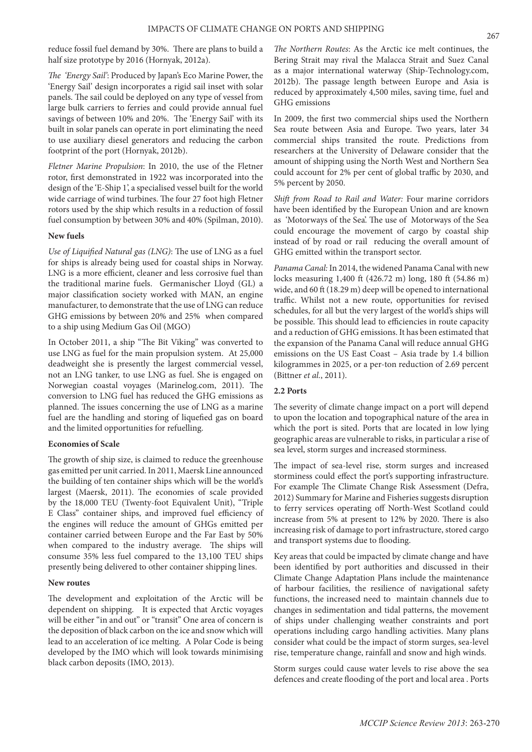reduce fossil fuel demand by 30%. There are plans to build a half size prototype by 2016 (Hornyak, 2012a).

*The 'Energy Sail'*: Produced by Japan's Eco Marine Power, the 'Energy Sail' design incorporates a rigid sail inset with solar panels. The sail could be deployed on any type of vessel from large bulk carriers to ferries and could provide annual fuel savings of between 10% and 20%. The 'Energy Sail' with its built in solar panels can operate in port eliminating the need to use auxiliary diesel generators and reducing the carbon footprint of the port (Hornyak, 2012b).

*Fletner Marine Propulsion*: In 2010, the use of the Fletner rotor, first demonstrated in 1922 was incorporated into the design of the 'E-Ship 1', a specialised vessel built for the world wide carriage of wind turbines. The four 27 foot high Fletner rotors used by the ship which results in a reduction of fossil fuel consumption by between 30% and 40% (Spilman, 2010).

**New fuels**

*Use of Liquified Natural gas (LNG)*: The use of LNG as a fuel for ships is already being used for coastal ships in Norway. LNG is a more efficient, cleaner and less corrosive fuel than the traditional marine fuels. Germanischer Lloyd (GL) a major classification society worked with MAN, an engine manufacturer, to demonstrate that the use of LNG can reduce GHG emissions by between 20% and 25% when compared to a ship using Medium Gas Oil (MGO)

In October 2011, a ship "The Bit Viking" was converted to use LNG as fuel for the main propulsion system. At 25,000 deadweight she is presently the largest commercial vessel, not an LNG tanker, to use LNG as fuel. She is engaged on Norwegian coastal voyages (Marinelog.com, 2011). The conversion to LNG fuel has reduced the GHG emissions as planned. The issues concerning the use of LNG as a marine fuel are the handling and storing of liquefied gas on board and the limited opportunities for refuelling.

**Economies of Scale**

The growth of ship size, is claimed to reduce the greenhouse gas emitted per unit carried. In 2011, Maersk Line announced the building of ten container ships which will be the world's largest (Maersk, 2011). The economies of scale provided by the 18,000 TEU (Twenty-foot Equivalent Unit), "Triple E Class" container ships, and improved fuel efficiency of the engines will reduce the amount of GHGs emitted per container carried between Europe and the Far East by 50% when compared to the industry average. The ships will consume 35% less fuel compared to the 13,100 TEU ships presently being delivered to other container shipping lines.

**New routes**

The development and exploitation of the Arctic will be dependent on shipping. It is expected that Arctic voyages will be either "in and out" or "transit" One area of concern is the deposition of black carbon on the ice and snow which will lead to an acceleration of ice melting. A Polar Code is being developed by the IMO which will look towards minimising black carbon deposits (IMO, 2013).

*The Northern Routes*: As the Arctic ice melt continues, the Bering Strait may rival the Malacca Strait and Suez Canal as a major international waterway (Ship-Technology.com, 2012b). The passage length between Europe and Asia is reduced by approximately 4,500 miles, saving time, fuel and GHG emissions

In 2009, the first two commercial ships used the Northern Sea route between Asia and Europe. Two years, later 34 commercial ships transited the route. Predictions from researchers at the University of Delaware consider that the amount of shipping using the North West and Northern Sea could account for 2% per cent of global traffic by 2030, and 5% percent by 2050.

*Shift from Road to Rail and Water:* Four marine corridors have been identified by the European Union and are known as 'Motorways of the Sea'. The use of Motorways of the Sea could encourage the movement of cargo by coastal ship instead of by road or rail reducing the overall amount of GHG emitted within the transport sector.

*Panama Canal:* In 2014, the widened Panama Canal with new locks measuring 1,400 ft (426.72 m) long, 180 ft (54.86 m) wide, and 60 ft (18.29 m) deep will be opened to international traffic. Whilst not a new route, opportunities for revised schedules, for all but the very largest of the world's ships will be possible. This should lead to efficiencies in route capacity and a reduction of GHG emissions. It has been estimated that the expansion of the Panama Canal will reduce annual GHG emissions on the US East Coast – Asia trade by 1.4 billion kilogrammes in 2025, or a per-ton reduction of 2.69 percent (Bittner *et al.*, 2011).

**2.2 Ports**

The severity of climate change impact on a port will depend to upon the location and topographical nature of the area in which the port is sited. Ports that are located in low lying geographic areas are vulnerable to risks, in particular a rise of sea level, storm surges and increased storminess.

The impact of sea-level rise, storm surges and increased storminess could effect the port's supporting infrastructure. For example The Climate Change Risk Assessment (Defra, 2012) Summary for Marine and Fisheries suggests disruption to ferry services operating off North-West Scotland could increase from 5% at present to 12% by 2020. There is also increasing risk of damage to port infrastructure, stored cargo and transport systems due to flooding.

Key areas that could be impacted by climate change and have been identified by port authorities and discussed in their Climate Change Adaptation Plans include the maintenance of harbour facilities, the resilience of navigational safety functions, the increased need to maintain channels due to changes in sedimentation and tidal patterns, the movement of ships under challenging weather constraints and port operations including cargo handling activities. Many plans consider what could be the impact of storm surges, sea-level rise, temperature change, rainfall and snow and high winds.

Storm surges could cause water levels to rise above the sea defences and create flooding of the port and local area . Ports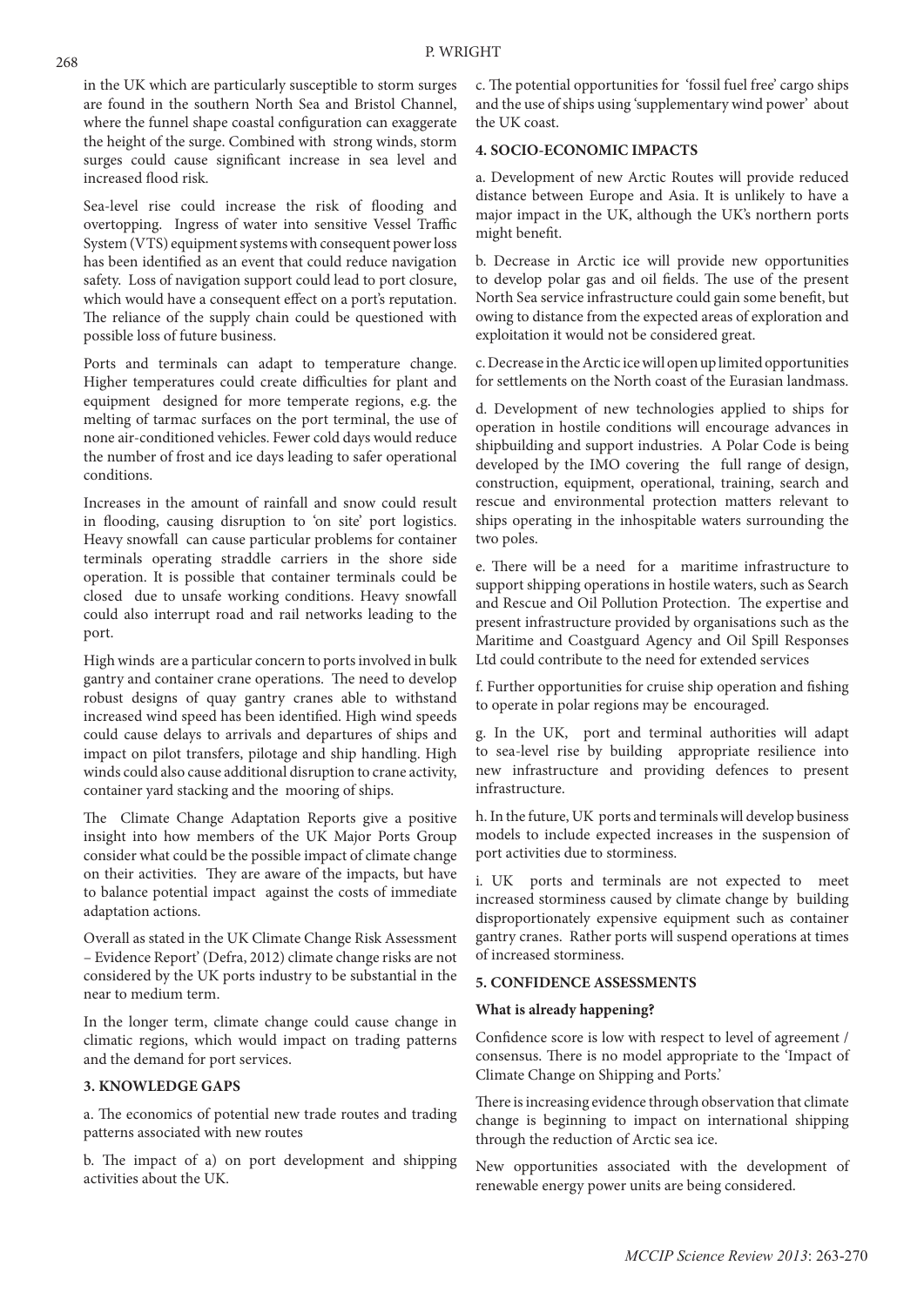in the UK which are particularly susceptible to storm surges are found in the southern North Sea and Bristol Channel, where the funnel shape coastal configuration can exaggerate the height of the surge. Combined with strong winds, storm surges could cause significant increase in sea level and increased flood risk.

Sea-level rise could increase the risk of flooding and overtopping. Ingress of water into sensitive Vessel Traffic System (VTS) equipment systems with consequent power loss has been identified as an event that could reduce navigation safety. Loss of navigation support could lead to port closure, which would have a consequent effect on a port's reputation. The reliance of the supply chain could be questioned with possible loss of future business.

Ports and terminals can adapt to temperature change. Higher temperatures could create difficulties for plant and equipment designed for more temperate regions, e.g. the melting of tarmac surfaces on the port terminal, the use of none air-conditioned vehicles. Fewer cold days would reduce the number of frost and ice days leading to safer operational conditions.

Increases in the amount of rainfall and snow could result in flooding, causing disruption to 'on site' port logistics. Heavy snowfall can cause particular problems for container terminals operating straddle carriers in the shore side operation. It is possible that container terminals could be closed due to unsafe working conditions. Heavy snowfall could also interrupt road and rail networks leading to the port.

High winds are a particular concern to ports involved in bulk gantry and container crane operations. The need to develop robust designs of quay gantry cranes able to withstand increased wind speed has been identified. High wind speeds could cause delays to arrivals and departures of ships and impact on pilot transfers, pilotage and ship handling. High winds could also cause additional disruption to crane activity, container yard stacking and the mooring of ships.

The Climate Change Adaptation Reports give a positive insight into how members of the UK Major Ports Group consider what could be the possible impact of climate change on their activities. They are aware of the impacts, but have to balance potential impact against the costs of immediate adaptation actions.

Overall as stated in the UK Climate Change Risk Assessment – Evidence Report' (Defra, 2012) climate change risks are not considered by the UK ports industry to be substantial in the near to medium term.

In the longer term, climate change could cause change in climatic regions, which would impact on trading patterns and the demand for port services.

## 3. KNOWLEDGE GAPS

a. The economics of potential new trade routes and trading patterns associated with new routes

b. The impact of a) on port development and shipping activities about the UK.

c. The potential opportunities for 'fossil fuel free' cargo ships and the use of ships using 'supplementary wind power' about the UK coast.

## 4. SOCIO-ECONOMIC IMPACTS

a. Development of new Arctic Routes will provide reduced distance between Europe and Asia. It is unlikely to have a major impact in the UK, although the UK's northern ports might benefit.

b. Decrease in Arctic ice will provide new opportunities to develop polar gas and oil fields. The use of the present North Sea service infrastructure could gain some benefit, but owing to distance from the expected areas of exploration and exploitation it would not be considered great.

c. Decrease in the Arctic ice will open up limited opportunities for settlements on the North coast of the Eurasian landmass.

d. Development of new technologies applied to ships for operation in hostile conditions will encourage advances in shipbuilding and support industries. A Polar Code is being developed by the IMO covering the full range of design, construction, equipment, operational, training, search and rescue and environmental protection matters relevant to ships operating in the inhospitable waters surrounding the two poles.

e. There will be a need for a maritime infrastructure to support shipping operations in hostile waters, such as Search and Rescue and Oil Pollution Protection. The expertise and present infrastructure provided by organisations such as the Maritime and Coastguard Agency and Oil Spill Responses Ltd could contribute to the need for extended services

f. Further opportunities for cruise ship operation and fishing to operate in polar regions may be encouraged.

g. In the UK, port and terminal authorities will adapt to sea-level rise by building appropriate resilience into new infrastructure and providing defences to present infrastructure.

h. In the future, UK ports and terminals will develop business models to include expected increases in the suspension of port activities due to storminess.

i. UK ports and terminals are not expected to meet increased storminess caused by climate change by building disproportionately expensive equipment such as container gantry cranes. Rather ports will suspend operations at times of increased storminess.

## 5. CONFIDENCE ASSESSMENTS

### What is already happening?

Confidence score is low with respect to level of agreement / consensus. There is no model appropriate to the 'Impact of Climate Change on Shipping and Ports.'

There is increasing evidence through observation that climate change is beginning to impact on international shipping through the reduction of Arctic sea ice.

New opportunities associated with the development of renewable energy power units are being considered.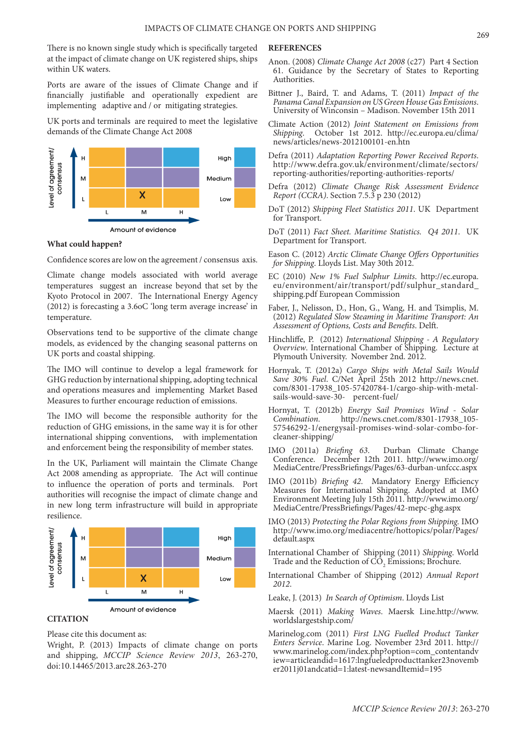There is no known single study which is specifically targeted at the impact of climate change on UK registered ships, ships within UK waters.

Ports are aware of the issues of Climate Change and if financially justifiable and operationally expedient are implementing adaptive and / or mitigating strategies.

UK ports and terminals are required to meet the legislative demands of the Climate Change Act 2008

| Level of agreement/ consensus | L | M | H |
|---|---|---|---|
| H | | | |
| M | | | |
| L | | X | |

Amount of evidence

Legend: High, Medium, Low

**What could happen?**

Confidence scores are low on the agreement / consensus axis.

Climate change models associated with world average temperatures suggest an increase beyond that set by the Kyoto Protocol in 2007. The International Energy Agency (2012) is forecasting a 3.6oC 'long term average increase' in temperature.

Observations tend to be supportive of the climate change models, as evidenced by the changing seasonal patterns on UK ports and coastal shipping.

The IMO will continue to develop a legal framework for GHG reduction by international shipping, adopting technical and operations measures and implementing Market Based Measures to further encourage reduction of emissions.

The IMO will become the responsible authority for the reduction of GHG emissions, in the same way it is for other international shipping conventions, with implementation and enforcement being the responsibility of member states.

In the UK, Parliament will maintain the Climate Change Act 2008 amending as appropriate. The Act will continue to influence the operation of ports and terminals. Port authorities will recognise the impact of climate change and in new long term infrastructure will build in appropriate resilience.

| Level of agreement/ consensus | L | M | H |
|---|---|---|---|
| H | | | |
| M | | | |
| L | | X | |

Amount of evidence

Legend: High, Medium, Low

## CITATION

Please cite this document as:

Wright, P. (2013) Impacts of climate change on ports and shipping, *MCCIP Science Review 2013*, 263-270, doi:10.14465/2013.arc28.263-270

## REFERENCES

Anon. (2008) *Climate Change Act 2008* (c27) Part 4 Section 61. Guidance by the Secretary of States to Reporting Authorities.

Bittner J., Baird, T. and Adams, T. (2011) *Impact of the Panama Canal Expansion on US Green House Gas Emissions.* University of Winconsin – Madison. November 15th 2011

Climate Action (2012) *Joint Statement on Emissions from Shipping.* October 1st 2012. http://ec.europa.eu/clima/news/articles/news-2012100101-en.htn

Defra (2011) *Adaptation Reporting Power Received Reports.* http://www.defra.gov.uk/environment/climate/sectors/reporting-authorities/reporting-authorities-reports/

Defra (2012) *Climate Change Risk Assessment Evidence Report (CCRA).* Section 7.5.3 p 230 (2012)

DoT (2012) *Shipping Fleet Statistics 2011.* UK Department for Transport.

DoT (2011) *Fact Sheet. Maritime Statistics. Q4 2011.* UK Department for Transport.

Eason C. (2012) *Arctic Climate Change Offers Opportunities for Shipping.* Lloyds List. May 30th 2012.

EC (2010) *New 1% Fuel Sulphur Limits.* http://ec.europa.eu/environment/air/transport/pdf/sulphur_standard_shipping.pdf European Commission

Faber, J., Nelisson, D., Hon, G., Wang, H. and Tsimplis, M. (2012) *Regulated Slow Steaming in Maritime Transport: An Assessment of Options, Costs and Benefits.* Delft.

Hinchliffe, P. (2012) *International Shipping - A Regulatory Overview.* International Chamber of Shipping. Lecture at Plymouth University. November 2nd. 2012.

Hornyak, T. (2012a) *Cargo Ships with Metal Sails Would Save 30% Fuel.* C/Net April 25th 2012 http://news.cnet.com/8301-17938_105-57420784-1/cargo-ship-with-metal-sails-would-save-30- percent-fuel/

Hornyat, T. (2012b) *Energy Sail Promises Wind - Solar Combination.* http://news.cnet.com/8301-17938_105-57546292-1/energysail-promises-wind-solar-combo-for-cleaner-shipping/

IMO (2011a) *Briefing 63.* Durban Climate Change Conference. December 12th 2011. http://www.imo.org/MediaCentre/PressBriefings/Pages/63-durban-unfccc.aspx

IMO (2011b) *Briefing 42.* Mandatory Energy Efficiency Measures for International Shipping. Adopted at IMO Environment Meeting July 15th 2011. http://www.imo.org/MediaCentre/PressBriefings/Pages/42-mepc-ghg.aspx

IMO (2013) *Protecting the Polar Regions from Shipping.* IMO http://www.imo.org/mediacentre/hottopics/polar/Pages/default.aspx

International Chamber of Shipping (2011) *Shipping.* World Trade and the Reduction of $CO_2$ Emissions; Brochure.

International Chamber of Shipping (2012) *Annual Report 2012.*

Leake, J. (2013) *In Search of Optimism.* Lloyds List

Maersk (2011) *Making Waves.* Maersk Line.http://www.worldslargestship.com/

Marinelog.com (2011) *First LNG Fuelled Product Tanker Enters Service.* Marine Log. November 23rd 2011. http://www.marinelog.com/index.php?option=com_contentandview=articleandid=1617:lngfueledproducttanker23november2011j01andcatid=1:latest-newsandItemid=195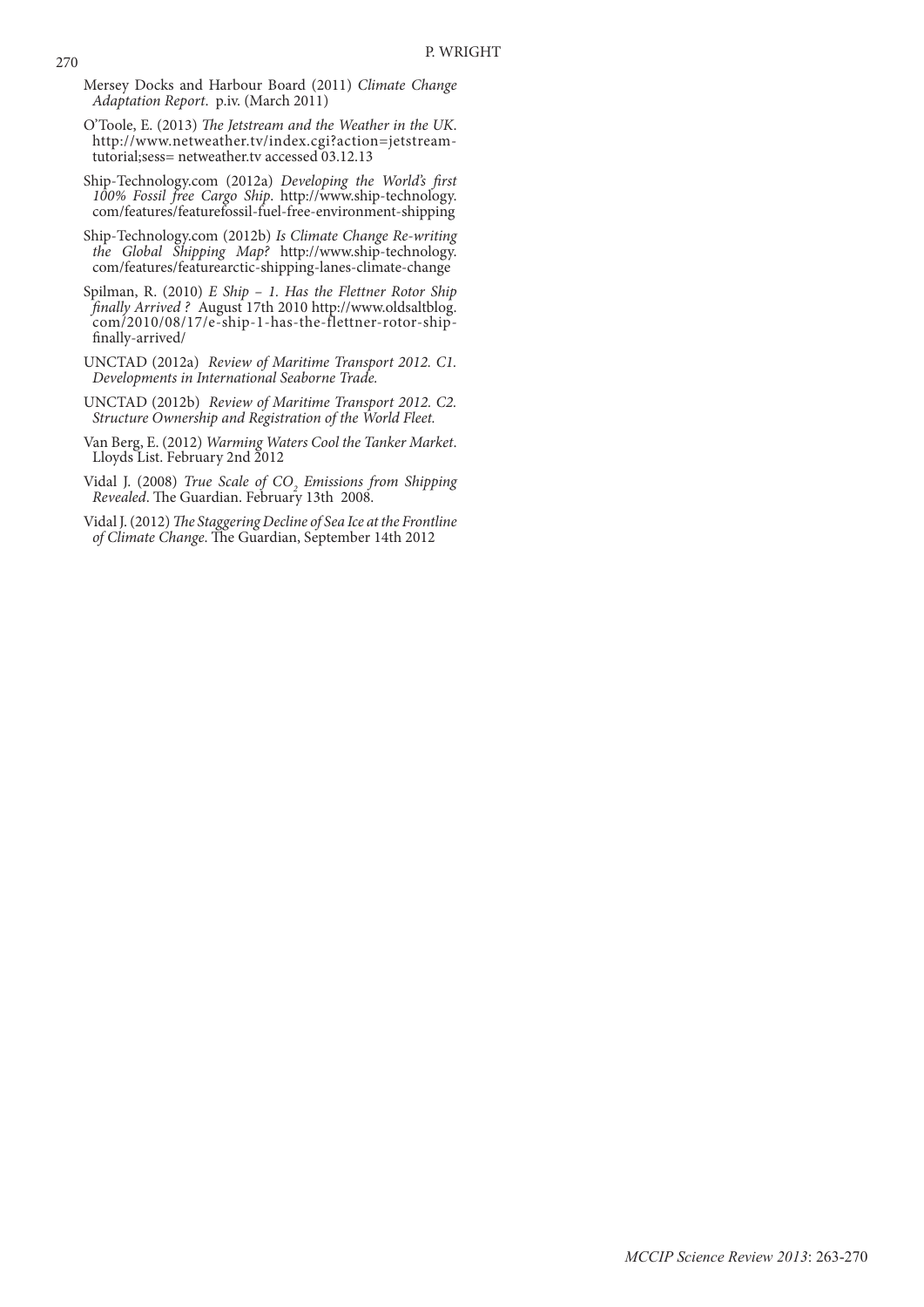Mersey Docks and Harbour Board (2011) *Climate Change Adaptation Report*. p.iv. (March 2011)

O'Toole, E. (2013) *The Jetstream and the Weather in the UK*. http://www.netweather.tv/index.cgi?action=jetstream-tutorial;sess= netweather.tv accessed 03.12.13

Ship-Technology.com (2012a) *Developing the World's first 100% Fossil free Cargo Ship*. http://www.ship-technology.com/features/featurefossil-fuel-free-environment-shipping

Ship-Technology.com (2012b) *Is Climate Change Re-writing the Global Shipping Map?* http://www.ship-technology.com/features/featurearctic-shipping-lanes-climate-change

Spilman, R. (2010) *E Ship – 1. Has the Flettner Rotor Ship finally Arrived ?* August 17th 2010 http://www.oldsaltblog.com/2010/08/17/e-ship-1-has-the-flettner-rotor-ship-finally-arrived/

UNCTAD (2012a) *Review of Maritime Transport 2012. C1. Developments in International Seaborne Trade.*

UNCTAD (2012b) *Review of Maritime Transport 2012. C2. Structure Ownership and Registration of the World Fleet.*

Van Berg, E. (2012) *Warming Waters Cool the Tanker Market*. Lloyds List. February 2nd 2012

Vidal J. (2008) *True Scale of $CO_2$ Emissions from Shipping Revealed*. The Guardian. February 13th 2008.

Vidal J. (2012) *The Staggering Decline of Sea Ice at the Frontline of Climate Change*. The Guardian, September 14th 2012